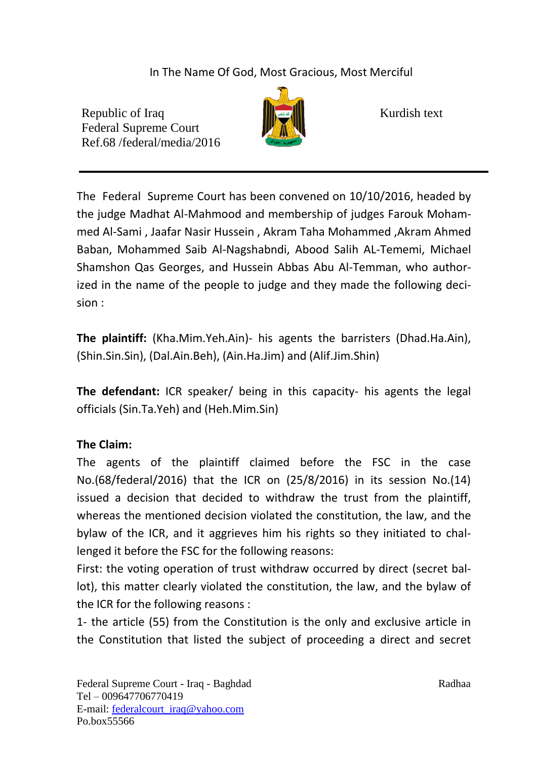In The Name Of God, Most Gracious, Most Merciful

Republic of Iraq
Federal Supreme Court
Ref.68 /federal/media/2016

Kurdish text

The Federal Supreme Court has been convened on 10/10/2016, headed by the judge Madhat Al-Mahmood and membership of judges Farouk Mohammed Al-Sami , Jaafar Nasir Hussein , Akram Taha Mohammed ,Akram Ahmed Baban, Mohammed Saib Al-Nagshabndi, Abood Salih AL-Tememi, Michael Shamshon Qas Georges, and Hussein Abbas Abu Al-Temman, who authorized in the name of the people to judge and they made the following decision :

**The plaintiff:** (Kha.Mim.Yeh.Ain)- his agents the barristers (Dhad.Ha.Ain), (Shin.Sin.Sin), (Dal.Ain.Beh), (Ain.Ha.Jim) and (Alif.Jim.Shin)

**The defendant:** ICR speaker/ being in this capacity- his agents the legal officials (Sin.Ta.Yeh) and (Heh.Mim.Sin)

**The Claim:**

The agents of the plaintiff claimed before the FSC in the case No.(68/federal/2016) that the ICR on (25/8/2016) in its session No.(14) issued a decision that decided to withdraw the trust from the plaintiff, whereas the mentioned decision violated the constitution, the law, and the bylaw of the ICR, and it aggrieves him his rights so they initiated to challenged it before the FSC for the following reasons:

First: the voting operation of trust withdraw occurred by direct (secret ballot), this matter clearly violated the constitution, the law, and the bylaw of the ICR for the following reasons :

1- the article (55) from the Constitution is the only and exclusive article in the Constitution that listed the subject of proceeding a direct and secret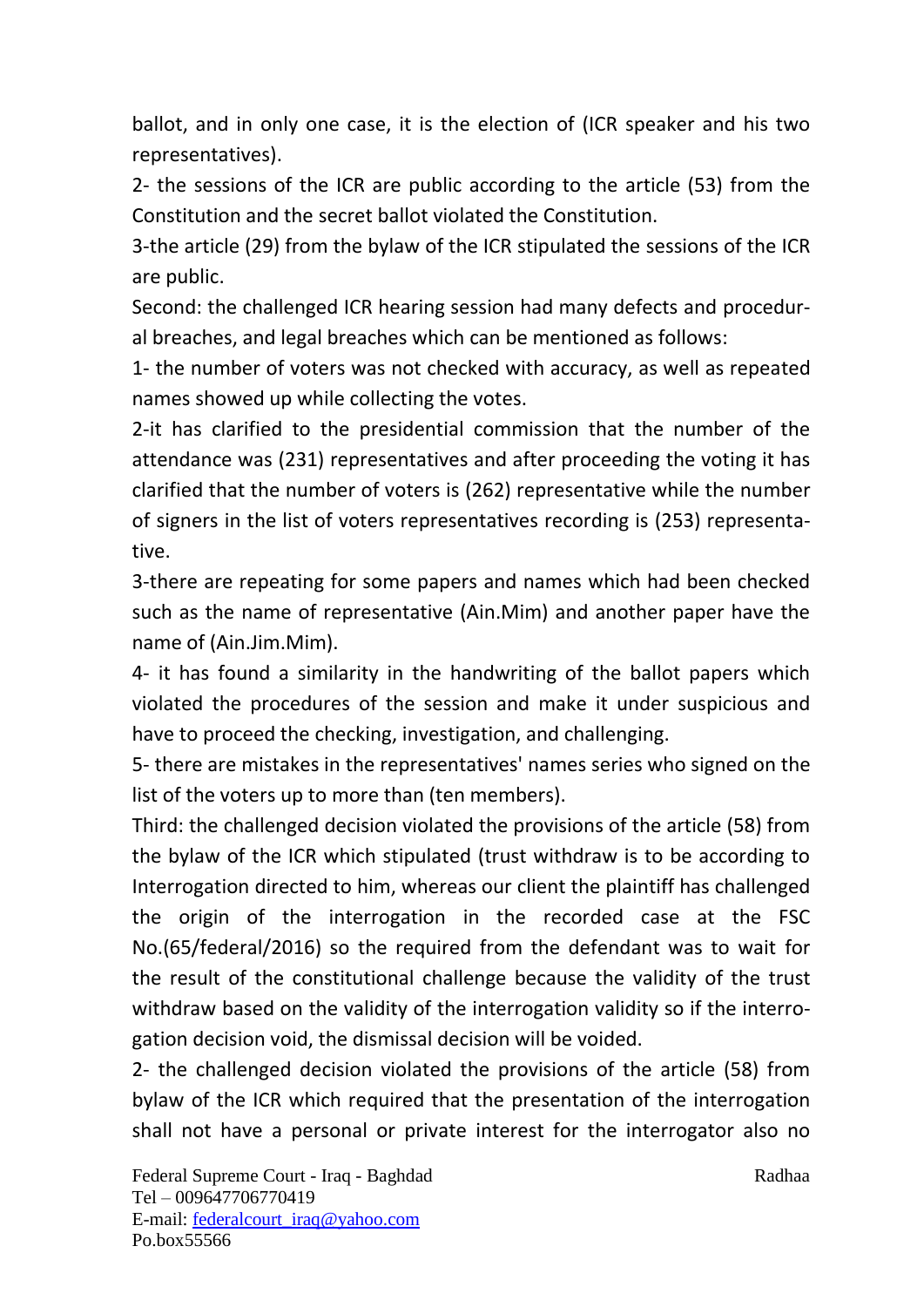ballot, and in only one case, it is the election of (ICR speaker and his two representatives).

2- the sessions of the ICR are public according to the article (53) from the Constitution and the secret ballot violated the Constitution.

3-the article (29) from the bylaw of the ICR stipulated the sessions of the ICR are public.

Second: the challenged ICR hearing session had many defects and procedural breaches, and legal breaches which can be mentioned as follows:

1- the number of voters was not checked with accuracy, as well as repeated names showed up while collecting the votes.

2-it has clarified to the presidential commission that the number of the attendance was (231) representatives and after proceeding the voting it has clarified that the number of voters is (262) representative while the number of signers in the list of voters representatives recording is (253) representative.

3-there are repeating for some papers and names which had been checked such as the name of representative (Ain.Mim) and another paper have the name of (Ain.Jim.Mim).

4- it has found a similarity in the handwriting of the ballot papers which violated the procedures of the session and make it under suspicious and have to proceed the checking, investigation, and challenging.

5- there are mistakes in the representatives' names series who signed on the list of the voters up to more than (ten members).

Third: the challenged decision violated the provisions of the article (58) from the bylaw of the ICR which stipulated (trust withdraw is to be according to Interrogation directed to him, whereas our client the plaintiff has challenged the origin of the interrogation in the recorded case at the FSC No.(65/federal/2016) so the required from the defendant was to wait for the result of the constitutional challenge because the validity of the trust withdraw based on the validity of the interrogation validity so if the interrogation decision void, the dismissal decision will be voided.

2- the challenged decision violated the provisions of the article (58) from bylaw of the ICR which required that the presentation of the interrogation shall not have a personal or private interest for the interrogator also no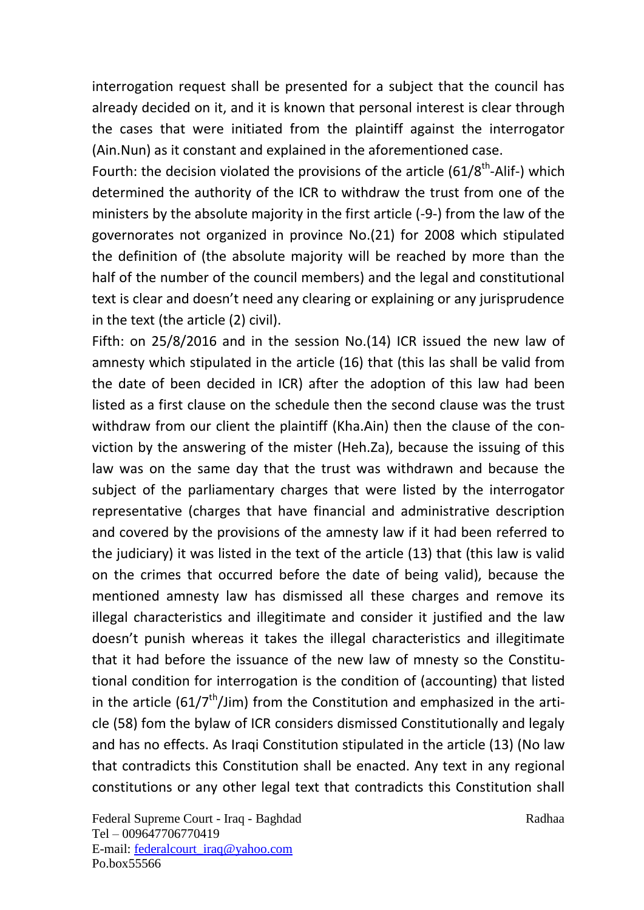interrogation request shall be presented for a subject that the council has already decided on it, and it is known that personal interest is clear through the cases that were initiated from the plaintiff against the interrogator (Ain.Nun) as it constant and explained in the aforementioned case.

Fourth: the decision violated the provisions of the article (61/8th-Alif-) which determined the authority of the ICR to withdraw the trust from one of the ministers by the absolute majority in the first article (-9-) from the law of the governorates not organized in province No.(21) for 2008 which stipulated the definition of (the absolute majority will be reached by more than the half of the number of the council members) and the legal and constitutional text is clear and doesn't need any clearing or explaining or any jurisprudence in the text (the article (2) civil).

Fifth: on 25/8/2016 and in the session No.(14) ICR issued the new law of amnesty which stipulated in the article (16) that (this las shall be valid from the date of been decided in ICR) after the adoption of this law had been listed as a first clause on the schedule then the second clause was the trust withdraw from our client the plaintiff (Kha.Ain) then the clause of the conviction by the answering of the mister (Heh.Za), because the issuing of this law was on the same day that the trust was withdrawn and because the subject of the parliamentary charges that were listed by the interrogator representative (charges that have financial and administrative description and covered by the provisions of the amnesty law if it had been referred to the judiciary) it was listed in the text of the article (13) that (this law is valid on the crimes that occurred before the date of being valid), because the mentioned amnesty law has dismissed all these charges and remove its illegal characteristics and illegitimate and consider it justified and the law doesn't punish whereas it takes the illegal characteristics and illegitimate that it had before the issuance of the new law of mnesty so the Constitutional condition for interrogation is the condition of (accounting) that listed in the article (61/7th/Jim) from the Constitution and emphasized in the article (58) fom the bylaw of ICR considers dismissed Constitutionally and legaly and has no effects. As Iraqi Constitution stipulated in the article (13) (No law that contradicts this Constitution shall be enacted. Any text in any regional constitutions or any other legal text that contradicts this Constitution shall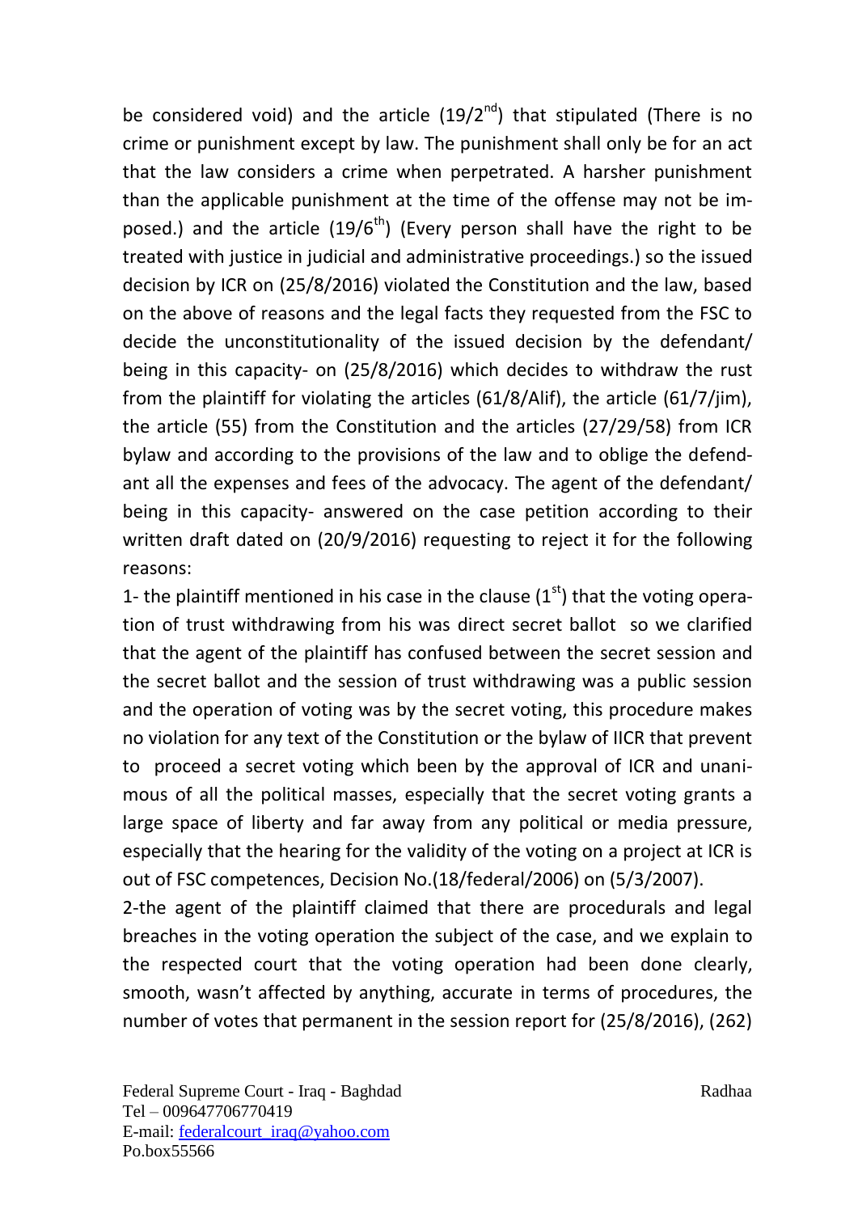be considered void) and the article (19/2nd) that stipulated (There is no crime or punishment except by law. The punishment shall only be for an act that the law considers a crime when perpetrated. A harsher punishment than the applicable punishment at the time of the offense may not be imposed.) and the article (19/6th) (Every person shall have the right to be treated with justice in judicial and administrative proceedings.) so the issued decision by ICR on (25/8/2016) violated the Constitution and the law, based on the above of reasons and the legal facts they requested from the FSC to decide the unconstitutionality of the issued decision by the defendant/ being in this capacity- on (25/8/2016) which decides to withdraw the rust from the plaintiff for violating the articles (61/8/Alif), the article (61/7/jim), the article (55) from the Constitution and the articles (27/29/58) from ICR bylaw and according to the provisions of the law and to oblige the defendant all the expenses and fees of the advocacy. The agent of the defendant/ being in this capacity- answered on the case petition according to their written draft dated on (20/9/2016) requesting to reject it for the following reasons:

1- the plaintiff mentioned in his case in the clause (1st) that the voting operation of trust withdrawing from his was direct secret ballot so we clarified that the agent of the plaintiff has confused between the secret session and the secret ballot and the session of trust withdrawing was a public session and the operation of voting was by the secret voting, this procedure makes no violation for any text of the Constitution or the bylaw of IICR that prevent to proceed a secret voting which been by the approval of ICR and unanimous of all the political masses, especially that the secret voting grants a large space of liberty and far away from any political or media pressure, especially that the hearing for the validity of the voting on a project at ICR is out of FSC competences, Decision No.(18/federal/2006) on (5/3/2007).

2-the agent of the plaintiff claimed that there are procedurals and legal breaches in the voting operation the subject of the case, and we explain to the respected court that the voting operation had been done clearly, smooth, wasn't affected by anything, accurate in terms of procedures, the number of votes that permanent in the session report for (25/8/2016), (262)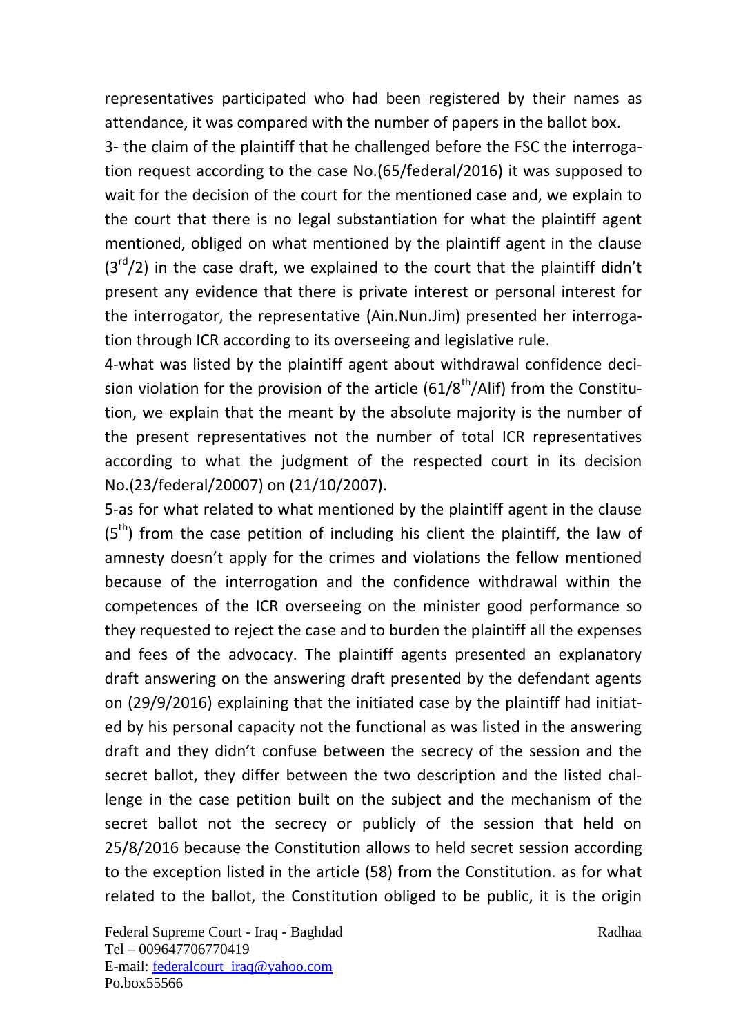representatives participated who had been registered by their names as attendance, it was compared with the number of papers in the ballot box.

3- the claim of the plaintiff that he challenged before the FSC the interrogation request according to the case No.(65/federal/2016) it was supposed to wait for the decision of the court for the mentioned case and, we explain to the court that there is no legal substantiation for what the plaintiff agent mentioned, obliged on what mentioned by the plaintiff agent in the clause ($3^{rd}$/2) in the case draft, we explained to the court that the plaintiff didn't present any evidence that there is private interest or personal interest for the interrogator, the representative (Ain.Nun.Jim) presented her interrogation through ICR according to its overseeing and legislative rule.

4-what was listed by the plaintiff agent about withdrawal confidence decision violation for the provision of the article (61/$8^{th}$/Alif) from the Constitution, we explain that the meant by the absolute majority is the number of the present representatives not the number of total ICR representatives according to what the judgment of the respected court in its decision No.(23/federal/20007) on (21/10/2007).

5-as for what related to what mentioned by the plaintiff agent in the clause ($5^{th}$) from the case petition of including his client the plaintiff, the law of amnesty doesn't apply for the crimes and violations the fellow mentioned because of the interrogation and the confidence withdrawal within the competences of the ICR overseeing on the minister good performance so they requested to reject the case and to burden the plaintiff all the expenses and fees of the advocacy. The plaintiff agents presented an explanatory draft answering on the answering draft presented by the defendant agents on (29/9/2016) explaining that the initiated case by the plaintiff had initiated by his personal capacity not the functional as was listed in the answering draft and they didn't confuse between the secrecy of the session and the secret ballot, they differ between the two description and the listed challenge in the case petition built on the subject and the mechanism of the secret ballot not the secrecy or publicly of the session that held on 25/8/2016 because the Constitution allows to held secret session according to the exception listed in the article (58) from the Constitution. as for what related to the ballot, the Constitution obliged to be public, it is the origin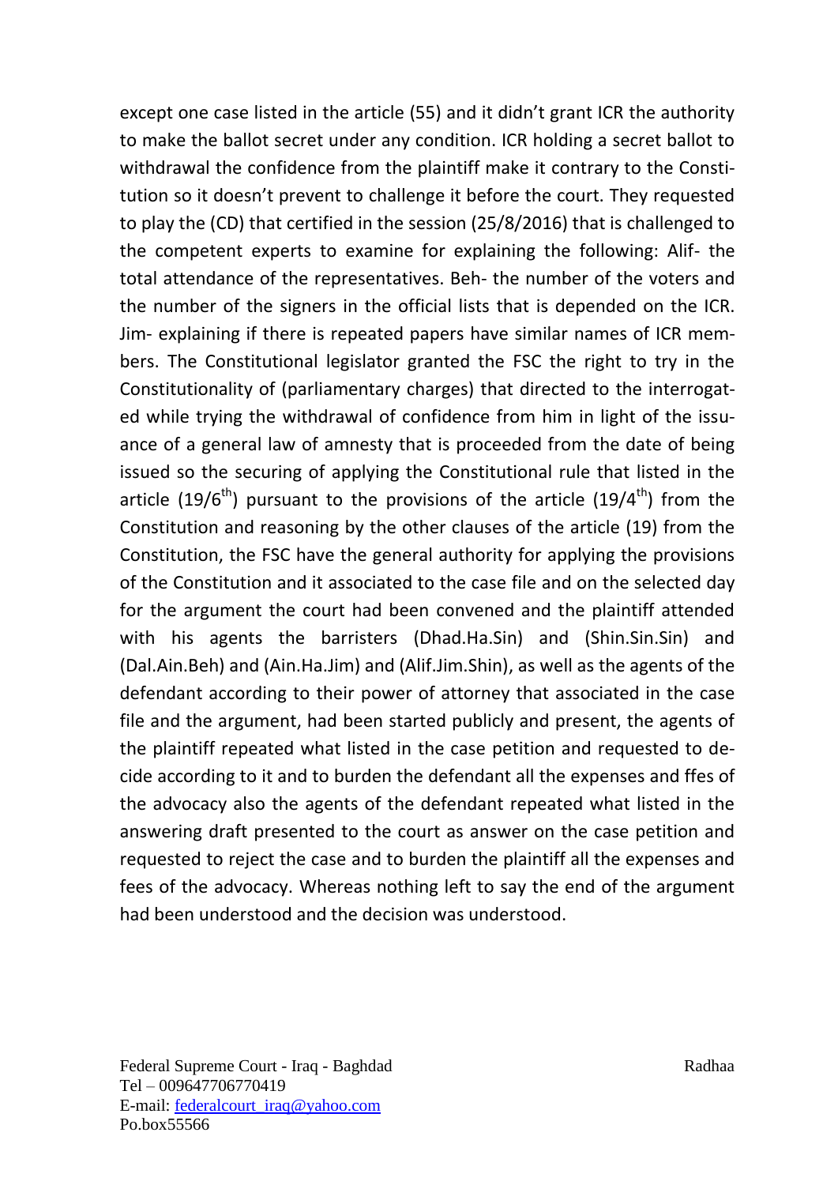except one case listed in the article (55) and it didn't grant ICR the authority to make the ballot secret under any condition. ICR holding a secret ballot to withdrawal the confidence from the plaintiff make it contrary to the Constitution so it doesn't prevent to challenge it before the court. They requested to play the (CD) that certified in the session (25/8/2016) that is challenged to the competent experts to examine for explaining the following: Alif- the total attendance of the representatives. Beh- the number of the voters and the number of the signers in the official lists that is depended on the ICR. Jim- explaining if there is repeated papers have similar names of ICR members. The Constitutional legislator granted the FSC the right to try in the Constitutionality of (parliamentary charges) that directed to the interrogated while trying the withdrawal of confidence from him in light of the issuance of a general law of amnesty that is proceeded from the date of being issued so the securing of applying the Constitutional rule that listed in the article ($19/6^{th}$) pursuant to the provisions of the article ($19/4^{th}$) from the Constitution and reasoning by the other clauses of the article (19) from the Constitution, the FSC have the general authority for applying the provisions of the Constitution and it associated to the case file and on the selected day for the argument the court had been convened and the plaintiff attended with his agents the barristers (Dhad.Ha.Sin) and (Shin.Sin.Sin) and (Dal.Ain.Beh) and (Ain.Ha.Jim) and (Alif.Jim.Shin), as well as the agents of the defendant according to their power of attorney that associated in the case file and the argument, had been started publicly and present, the agents of the plaintiff repeated what listed in the case petition and requested to decide according to it and to burden the defendant all the expenses and ffes of the advocacy also the agents of the defendant repeated what listed in the answering draft presented to the court as answer on the case petition and requested to reject the case and to burden the plaintiff all the expenses and fees of the advocacy. Whereas nothing left to say the end of the argument had been understood and the decision was understood.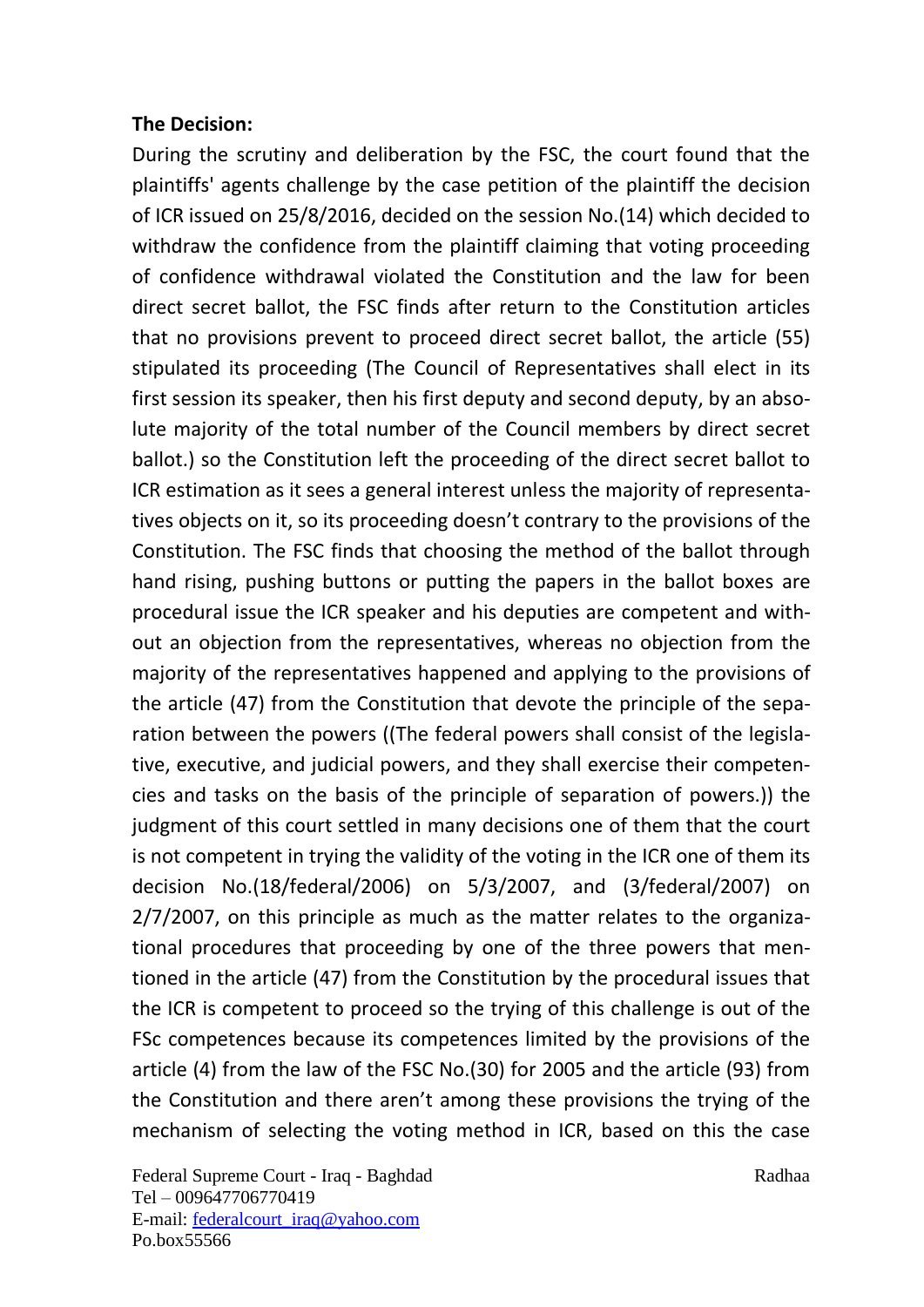**The Decision:**

During the scrutiny and deliberation by the FSC, the court found that the plaintiffs' agents challenge by the case petition of the plaintiff the decision of ICR issued on 25/8/2016, decided on the session No.(14) which decided to withdraw the confidence from the plaintiff claiming that voting proceeding of confidence withdrawal violated the Constitution and the law for been direct secret ballot, the FSC finds after return to the Constitution articles that no provisions prevent to proceed direct secret ballot, the article (55) stipulated its proceeding (The Council of Representatives shall elect in its first session its speaker, then his first deputy and second deputy, by an absolute majority of the total number of the Council members by direct secret ballot.) so the Constitution left the proceeding of the direct secret ballot to ICR estimation as it sees a general interest unless the majority of representatives objects on it, so its proceeding doesn't contrary to the provisions of the Constitution. The FSC finds that choosing the method of the ballot through hand rising, pushing buttons or putting the papers in the ballot boxes are procedural issue the ICR speaker and his deputies are competent and without an objection from the representatives, whereas no objection from the majority of the representatives happened and applying to the provisions of the article (47) from the Constitution that devote the principle of the separation between the powers ((The federal powers shall consist of the legislative, executive, and judicial powers, and they shall exercise their competencies and tasks on the basis of the principle of separation of powers.)) the judgment of this court settled in many decisions one of them that the court is not competent in trying the validity of the voting in the ICR one of them its decision No.(18/federal/2006) on 5/3/2007, and (3/federal/2007) on 2/7/2007, on this principle as much as the matter relates to the organizational procedures that proceeding by one of the three powers that mentioned in the article (47) from the Constitution by the procedural issues that the ICR is competent to proceed so the trying of this challenge is out of the FSc competences because its competences limited by the provisions of the article (4) from the law of the FSC No.(30) for 2005 and the article (93) from the Constitution and there aren't among these provisions the trying of the mechanism of selecting the voting method in ICR, based on this the case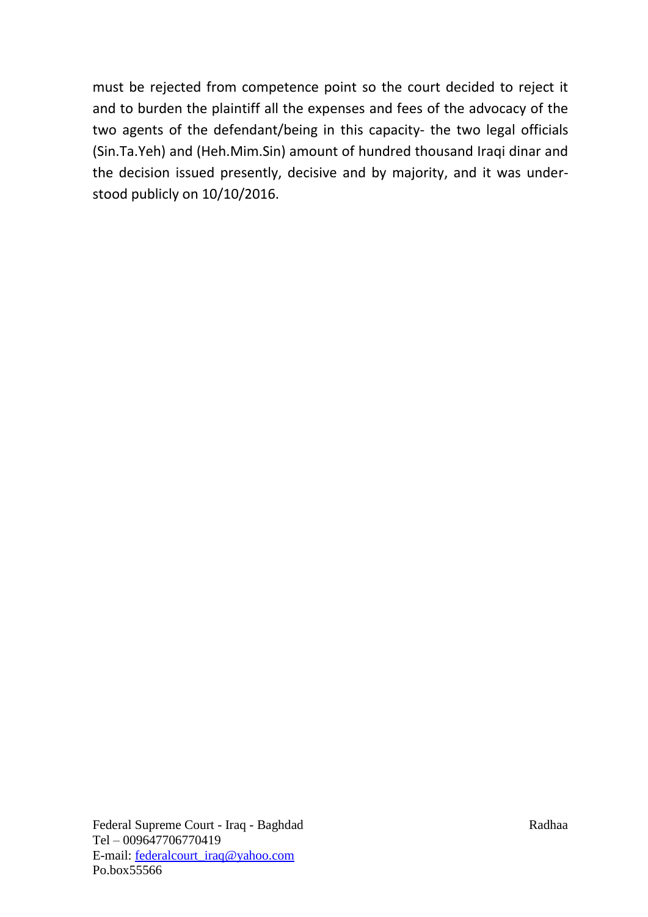must be rejected from competence point so the court decided to reject it and to burden the plaintiff all the expenses and fees of the advocacy of the two agents of the defendant/being in this capacity- the two legal officials (Sin.Ta.Yeh) and (Heh.Mim.Sin) amount of hundred thousand Iraqi dinar and the decision issued presently, decisive and by majority, and it was understood publicly on 10/10/2016.